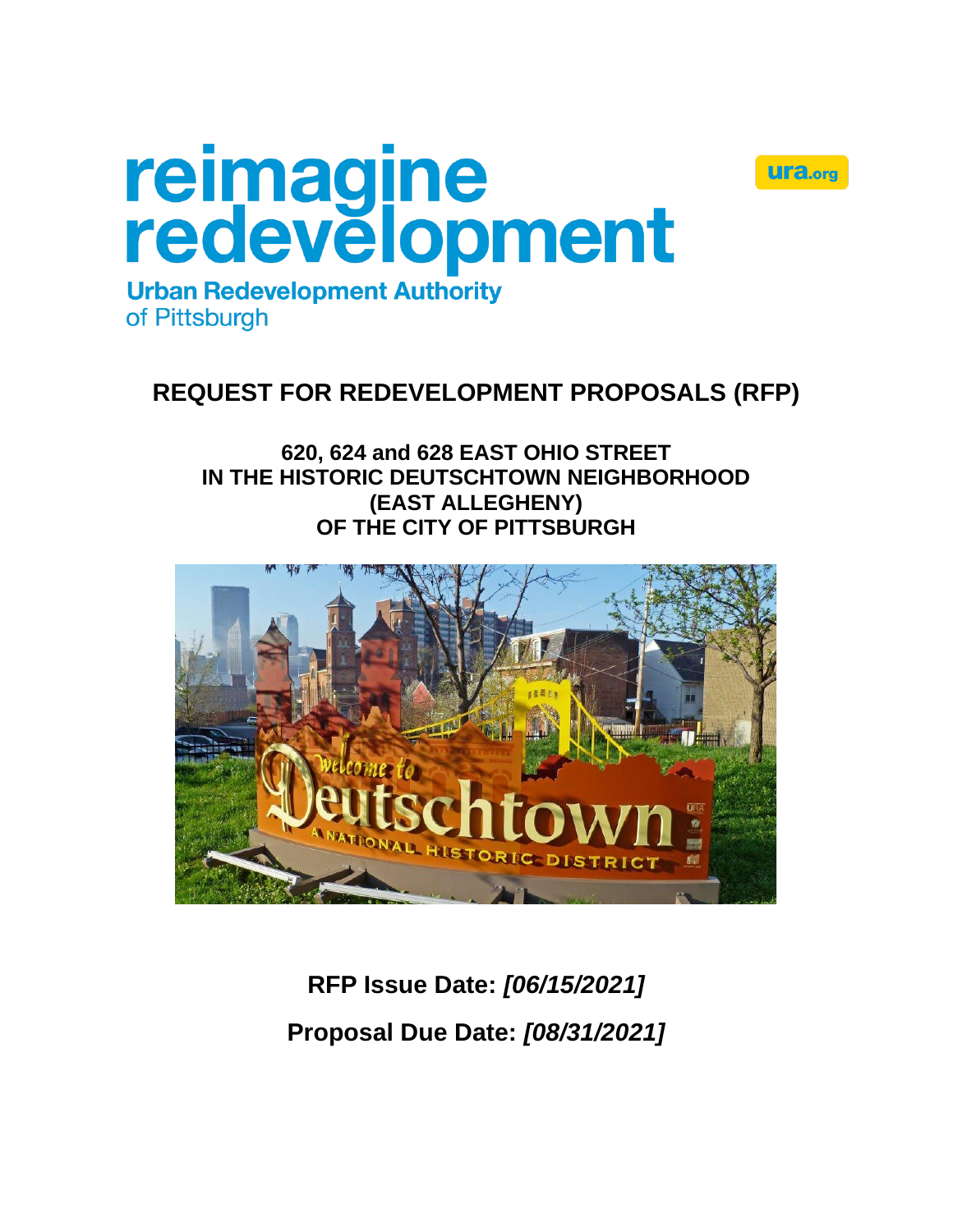reimagine redevelopment

Urban Redevelopment Authority of Pittsburgh

ura.org

# REQUEST FOR REDEVELOPMENT PROPOSALS (RFP)

## 620, 624 and 628 EAST OHIO STREET IN THE HISTORIC DEUTSCHTOWN NEIGHBORHOOD (EAST ALLEGHENY) OF THE CITY OF PITTSBURGH

**RFP Issue Date:** ***[06/15/2021]***

**Proposal Due Date:** ***[08/31/2021]***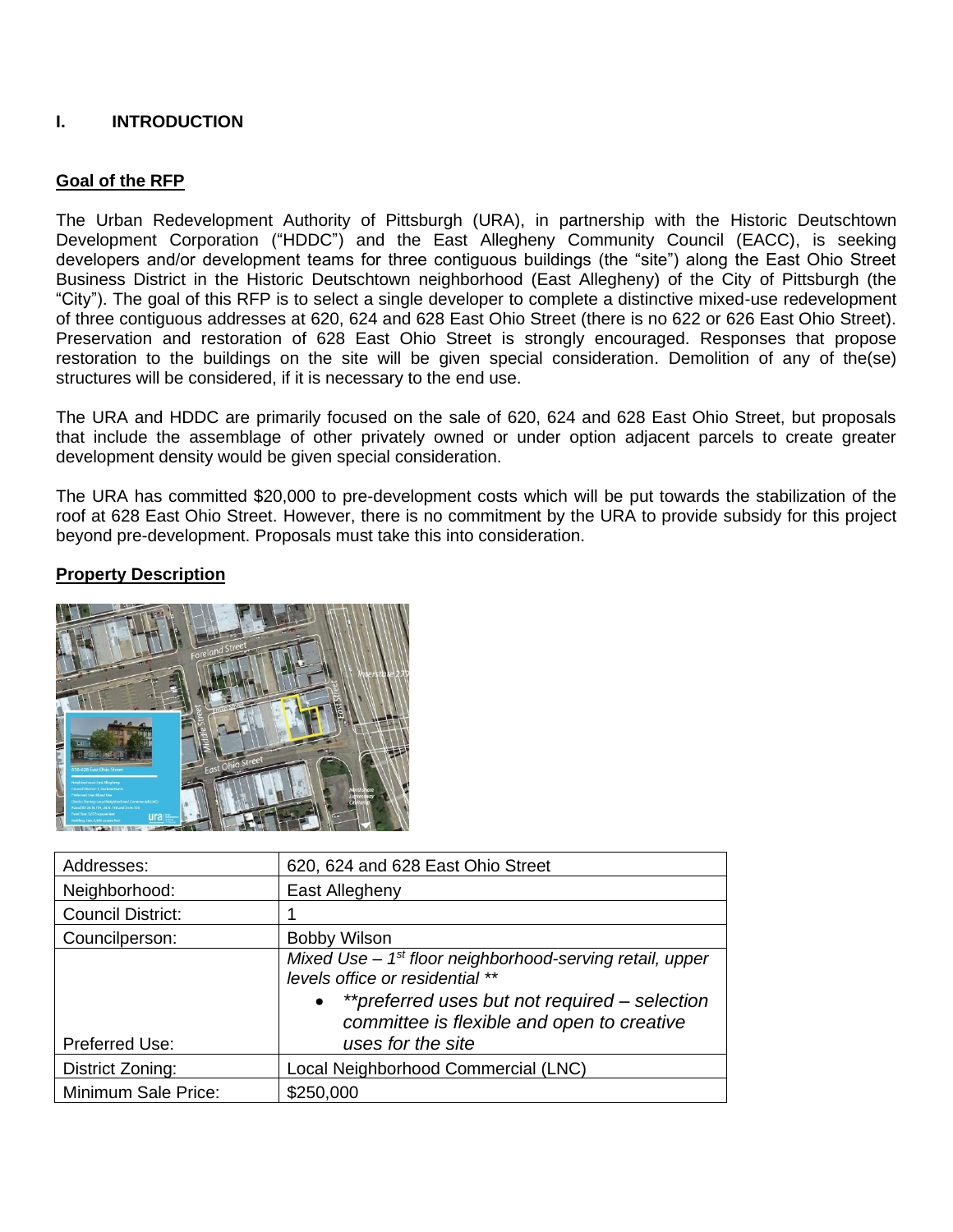## I. INTRODUCTION

### Goal of the RFP

The Urban Redevelopment Authority of Pittsburgh (URA), in partnership with the Historic Deutschtown Development Corporation ("HDDC") and the East Allegheny Community Council (EACC), is seeking developers and/or development teams for three contiguous buildings (the "site") along the East Ohio Street Business District in the Historic Deutschtown neighborhood (East Allegheny) of the City of Pittsburgh (the "City"). The goal of this RFP is to select a single developer to complete a distinctive mixed-use redevelopment of three contiguous addresses at 620, 624 and 628 East Ohio Street (there is no 622 or 626 East Ohio Street). Preservation and restoration of 628 East Ohio Street is strongly encouraged. Responses that propose restoration to the buildings on the site will be given special consideration. Demolition of any of the(se) structures will be considered, if it is necessary to the end use.

The URA and HDDC are primarily focused on the sale of 620, 624 and 628 East Ohio Street, but proposals that include the assemblage of other privately owned or under option adjacent parcels to create greater development density would be given special consideration.

The URA has committed $20,000 to pre-development costs which will be put towards the stabilization of the roof at 628 East Ohio Street. However, there is no commitment by the URA to provide subsidy for this project beyond pre-development. Proposals must take this into consideration.

### Property Description

| Addresses: | 620, 624 and 628 East Ohio Street |
|---|---|
| Neighborhood: | East Allegheny |
| Council District: | 1 |
| Councilperson: | Bobby Wilson |
| Preferred Use: | *Mixed Use – 1st floor neighborhood-serving retail, upper levels office or residential ***<br>• *\*\*preferred uses but not required – selection committee is flexible and open to creative uses for the site* |
| District Zoning: | Local Neighborhood Commercial (LNC) |
| Minimum Sale Price: | $250,000 |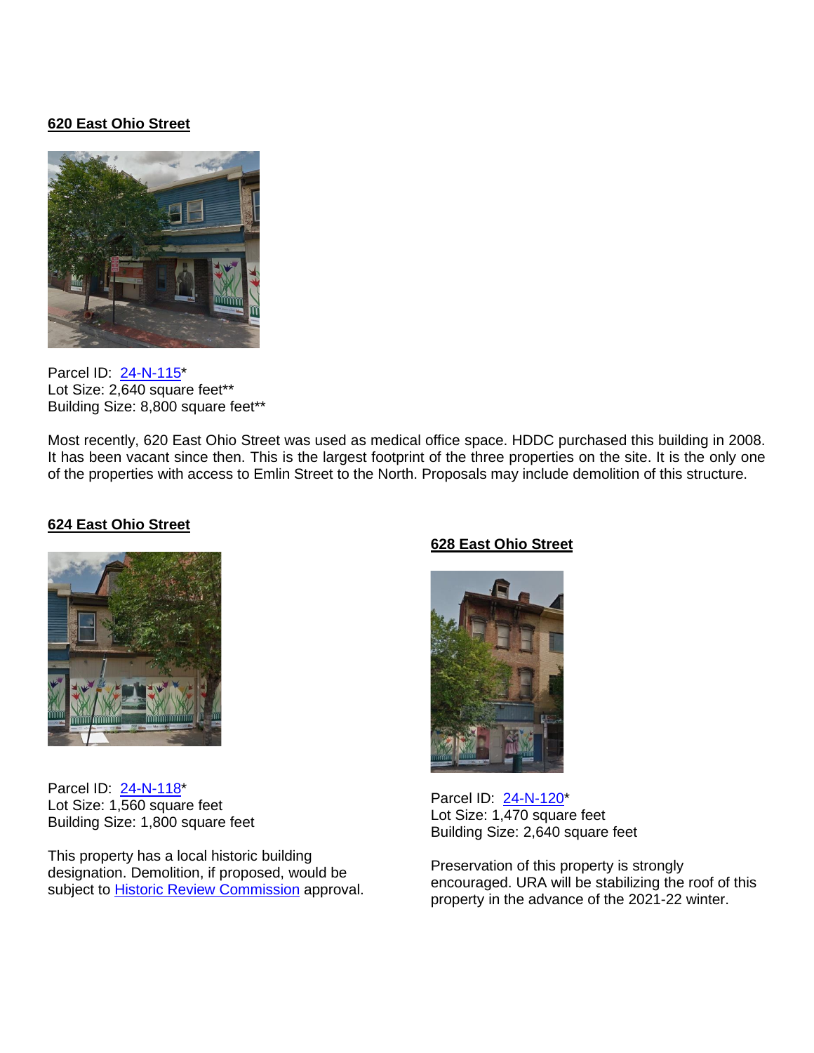**620 East Ohio Street**

Parcel ID: [24-N-115]*
Lot Size: 2,640 square feet**
Building Size: 8,800 square feet**

Most recently, 620 East Ohio Street was used as medical office space. HDDC purchased this building in 2008. It has been vacant since then. This is the largest footprint of the three properties on the site. It is the only one of the properties with access to Emlin Street to the North. Proposals may include demolition of this structure.

**624 East Ohio Street**

Parcel ID: [24-N-118]*
Lot Size: 1,560 square feet
Building Size: 1,800 square feet

This property has a local historic building designation. Demolition, if proposed, would be subject to [Historic Review Commission] approval.

**628 East Ohio Street**

Parcel ID: [24-N-120]*
Lot Size: 1,470 square feet
Building Size: 2,640 square feet

Preservation of this property is strongly encouraged. URA will be stabilizing the roof of this property in the advance of the 2021-22 winter.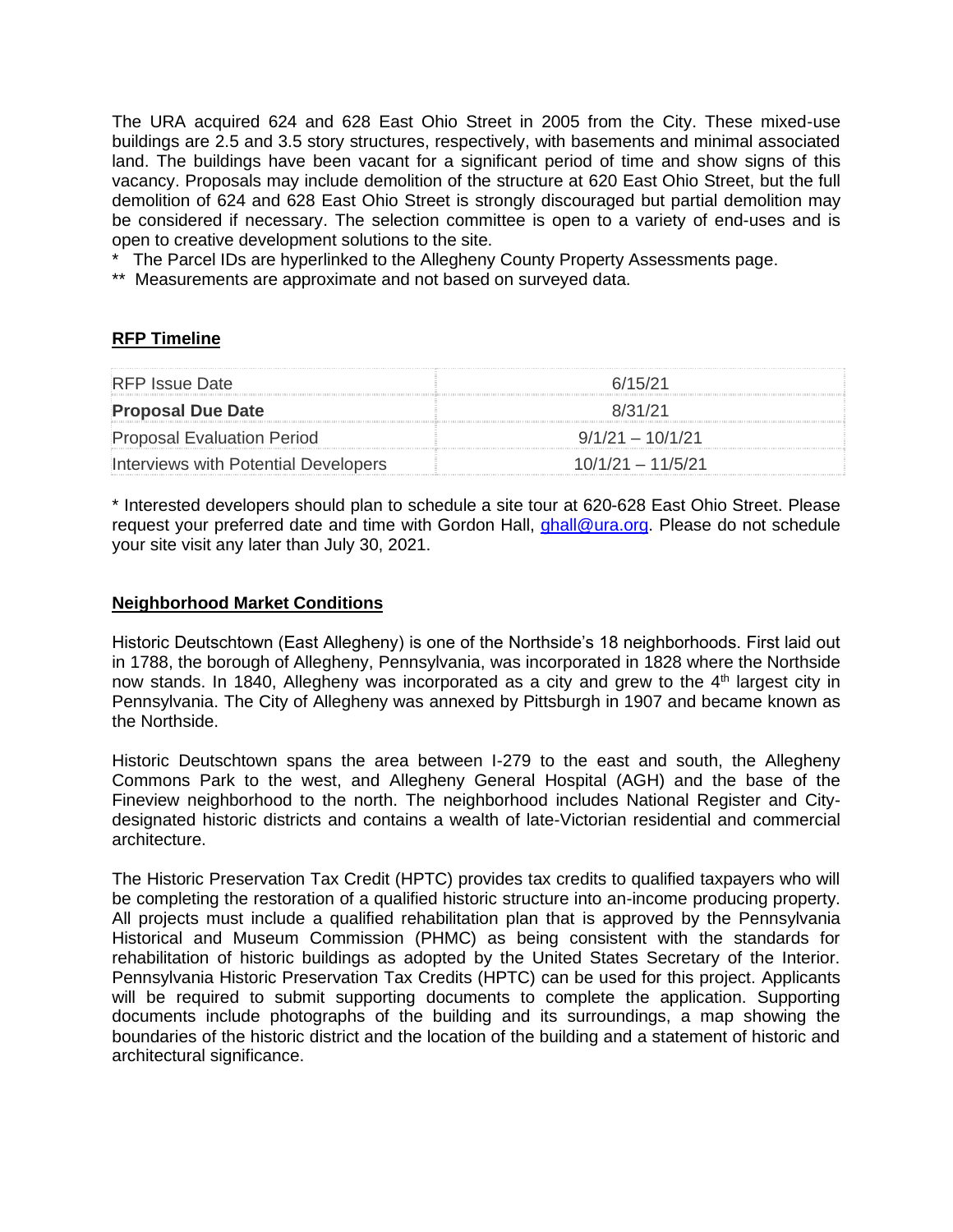The URA acquired 624 and 628 East Ohio Street in 2005 from the City. These mixed-use buildings are 2.5 and 3.5 story structures, respectively, with basements and minimal associated land. The buildings have been vacant for a significant period of time and show signs of this vacancy. Proposals may include demolition of the structure at 620 East Ohio Street, but the full demolition of 624 and 628 East Ohio Street is strongly discouraged but partial demolition may be considered if necessary. The selection committee is open to a variety of end-uses and is open to creative development solutions to the site.

\* The Parcel IDs are hyperlinked to the Allegheny County Property Assessments page.

\*\* Measurements are approximate and not based on surveyed data.

## RFP Timeline

| | |
|---|---|
| RFP Issue Date | 6/15/21 |
| **Proposal Due Date** | 8/31/21 |
| Proposal Evaluation Period | 9/1/21 – 10/1/21 |
| Interviews with Potential Developers | 10/1/21 – 11/5/21 |

\* Interested developers should plan to schedule a site tour at 620-628 East Ohio Street. Please request your preferred date and time with Gordon Hall, ghall@ura.org. Please do not schedule your site visit any later than July 30, 2021.

## Neighborhood Market Conditions

Historic Deutschtown (East Allegheny) is one of the Northside's 18 neighborhoods. First laid out in 1788, the borough of Allegheny, Pennsylvania, was incorporated in 1828 where the Northside now stands. In 1840, Allegheny was incorporated as a city and grew to the 4th largest city in Pennsylvania. The City of Allegheny was annexed by Pittsburgh in 1907 and became known as the Northside.

Historic Deutschtown spans the area between I-279 to the east and south, the Allegheny Commons Park to the west, and Allegheny General Hospital (AGH) and the base of the Fineview neighborhood to the north. The neighborhood includes National Register and City-designated historic districts and contains a wealth of late-Victorian residential and commercial architecture.

The Historic Preservation Tax Credit (HPTC) provides tax credits to qualified taxpayers who will be completing the restoration of a qualified historic structure into an-income producing property. All projects must include a qualified rehabilitation plan that is approved by the Pennsylvania Historical and Museum Commission (PHMC) as being consistent with the standards for rehabilitation of historic buildings as adopted by the United States Secretary of the Interior. Pennsylvania Historic Preservation Tax Credits (HPTC) can be used for this project. Applicants will be required to submit supporting documents to complete the application. Supporting documents include photographs of the building and its surroundings, a map showing the boundaries of the historic district and the location of the building and a statement of historic and architectural significance.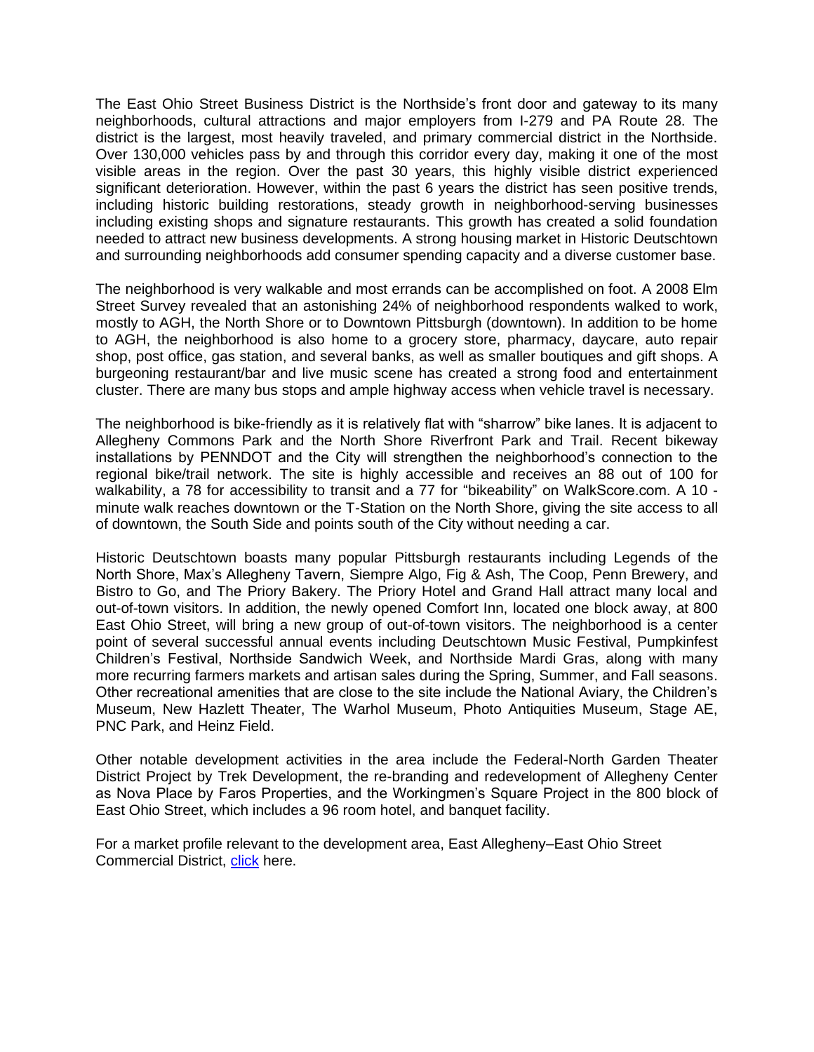The East Ohio Street Business District is the Northside's front door and gateway to its many neighborhoods, cultural attractions and major employers from I-279 and PA Route 28. The district is the largest, most heavily traveled, and primary commercial district in the Northside. Over 130,000 vehicles pass by and through this corridor every day, making it one of the most visible areas in the region. Over the past 30 years, this highly visible district experienced significant deterioration. However, within the past 6 years the district has seen positive trends, including historic building restorations, steady growth in neighborhood-serving businesses including existing shops and signature restaurants. This growth has created a solid foundation needed to attract new business developments. A strong housing market in Historic Deutschtown and surrounding neighborhoods add consumer spending capacity and a diverse customer base.

The neighborhood is very walkable and most errands can be accomplished on foot. A 2008 Elm Street Survey revealed that an astonishing 24% of neighborhood respondents walked to work, mostly to AGH, the North Shore or to Downtown Pittsburgh (downtown). In addition to be home to AGH, the neighborhood is also home to a grocery store, pharmacy, daycare, auto repair shop, post office, gas station, and several banks, as well as smaller boutiques and gift shops. A burgeoning restaurant/bar and live music scene has created a strong food and entertainment cluster. There are many bus stops and ample highway access when vehicle travel is necessary.

The neighborhood is bike-friendly as it is relatively flat with "sharrow" bike lanes. It is adjacent to Allegheny Commons Park and the North Shore Riverfront Park and Trail. Recent bikeway installations by PENNDOT and the City will strengthen the neighborhood's connection to the regional bike/trail network. The site is highly accessible and receives an 88 out of 100 for walkability, a 78 for accessibility to transit and a 77 for "bikeability" on WalkScore.com. A 10 -minute walk reaches downtown or the T-Station on the North Shore, giving the site access to all of downtown, the South Side and points south of the City without needing a car.

Historic Deutschtown boasts many popular Pittsburgh restaurants including Legends of the North Shore, Max's Allegheny Tavern, Siempre Algo, Fig & Ash, The Coop, Penn Brewery, and Bistro to Go, and The Priory Bakery. The Priory Hotel and Grand Hall attract many local and out-of-town visitors. In addition, the newly opened Comfort Inn, located one block away, at 800 East Ohio Street, will bring a new group of out-of-town visitors. The neighborhood is a center point of several successful annual events including Deutschtown Music Festival, Pumpkinfest Children's Festival, Northside Sandwich Week, and Northside Mardi Gras, along with many more recurring farmers markets and artisan sales during the Spring, Summer, and Fall seasons. Other recreational amenities that are close to the site include the National Aviary, the Children's Museum, New Hazlett Theater, The Warhol Museum, Photo Antiquities Museum, Stage AE, PNC Park, and Heinz Field.

Other notable development activities in the area include the Federal-North Garden Theater District Project by Trek Development, the re-branding and redevelopment of Allegheny Center as Nova Place by Faros Properties, and the Workingmen's Square Project in the 800 block of East Ohio Street, which includes a 96 room hotel, and banquet facility.

For a market profile relevant to the development area, East Allegheny–East Ohio Street Commercial District, click here.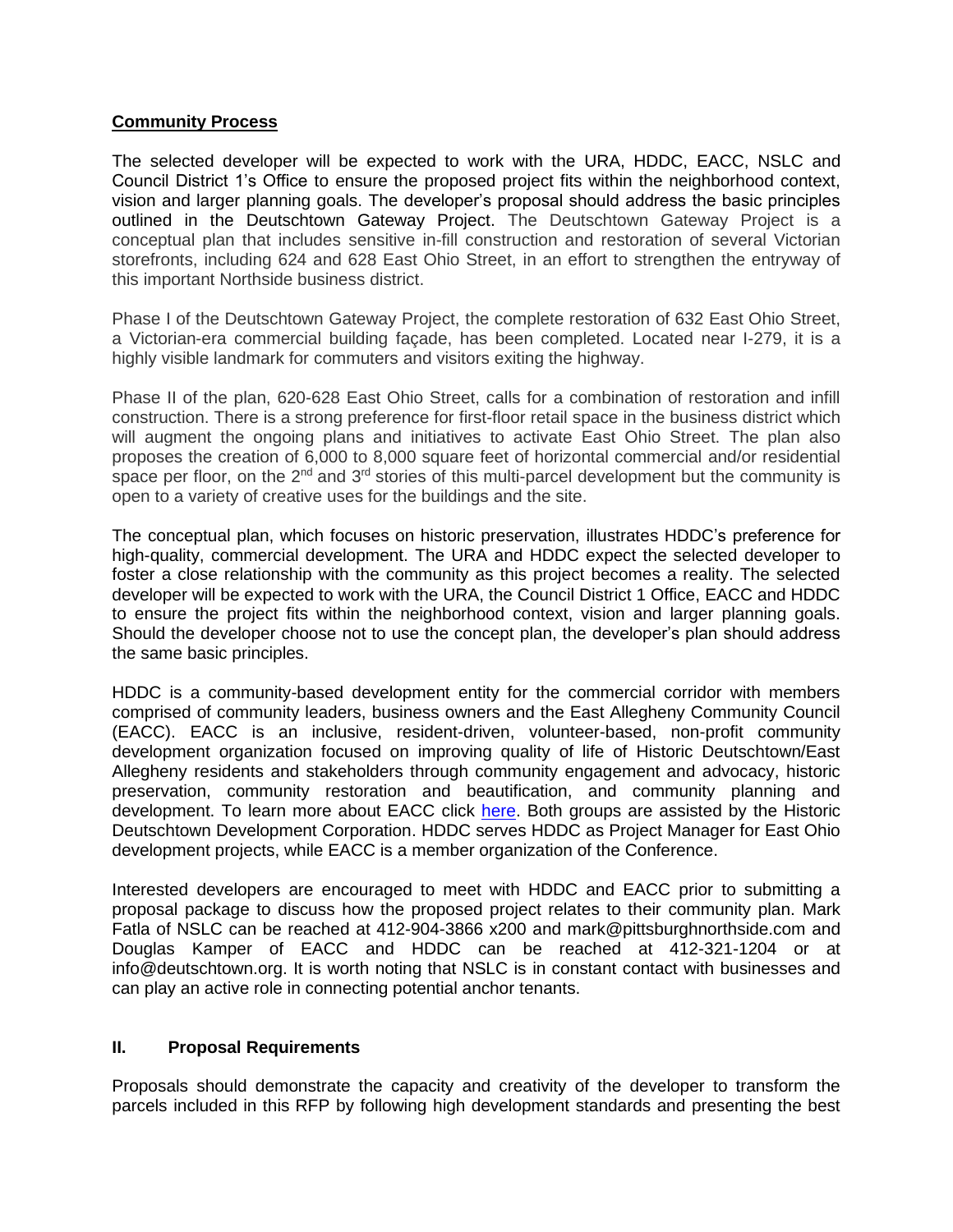**Community Process**

The selected developer will be expected to work with the URA, HDDC, EACC, NSLC and Council District 1's Office to ensure the proposed project fits within the neighborhood context, vision and larger planning goals. The developer's proposal should address the basic principles outlined in the Deutschtown Gateway Project. The Deutschtown Gateway Project is a conceptual plan that includes sensitive in-fill construction and restoration of several Victorian storefronts, including 624 and 628 East Ohio Street, in an effort to strengthen the entryway of this important Northside business district.

Phase I of the Deutschtown Gateway Project, the complete restoration of 632 East Ohio Street, a Victorian-era commercial building façade, has been completed. Located near I-279, it is a highly visible landmark for commuters and visitors exiting the highway.

Phase II of the plan, 620-628 East Ohio Street, calls for a combination of restoration and infill construction. There is a strong preference for first-floor retail space in the business district which will augment the ongoing plans and initiatives to activate East Ohio Street. The plan also proposes the creation of 6,000 to 8,000 square feet of horizontal commercial and/or residential space per floor, on the 2nd and 3rd stories of this multi-parcel development but the community is open to a variety of creative uses for the buildings and the site.

The conceptual plan, which focuses on historic preservation, illustrates HDDC's preference for high-quality, commercial development. The URA and HDDC expect the selected developer to foster a close relationship with the community as this project becomes a reality. The selected developer will be expected to work with the URA, the Council District 1 Office, EACC and HDDC to ensure the project fits within the neighborhood context, vision and larger planning goals. Should the developer choose not to use the concept plan, the developer's plan should address the same basic principles.

HDDC is a community-based development entity for the commercial corridor with members comprised of community leaders, business owners and the East Allegheny Community Council (EACC). EACC is an inclusive, resident-driven, volunteer-based, non-profit community development organization focused on improving quality of life of Historic Deutschtown/East Allegheny residents and stakeholders through community engagement and advocacy, historic preservation, community restoration and beautification, and community planning and development. To learn more about EACC click here. Both groups are assisted by the Historic Deutschtown Development Corporation. HDDC serves HDDC as Project Manager for East Ohio development projects, while EACC is a member organization of the Conference.

Interested developers are encouraged to meet with HDDC and EACC prior to submitting a proposal package to discuss how the proposed project relates to their community plan. Mark Fatla of NSLC can be reached at 412-904-3866 x200 and mark@pittsburghnorthside.com and Douglas Kamper of EACC and HDDC can be reached at 412-321-1204 or at info@deutschtown.org. It is worth noting that NSLC is in constant contact with businesses and can play an active role in connecting potential anchor tenants.

## II. Proposal Requirements

Proposals should demonstrate the capacity and creativity of the developer to transform the parcels included in this RFP by following high development standards and presenting the best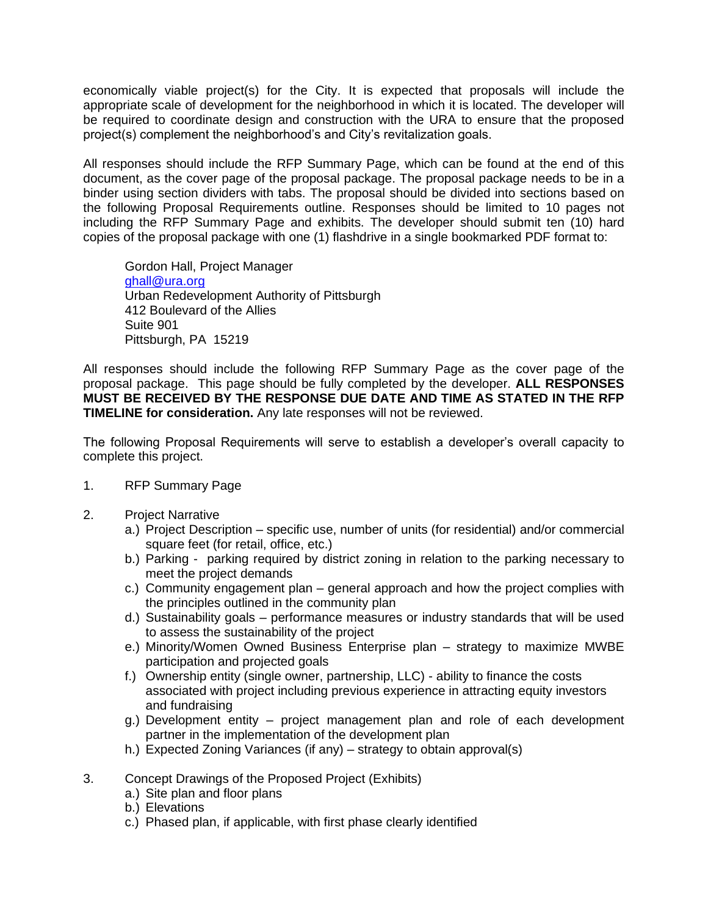economically viable project(s) for the City. It is expected that proposals will include the appropriate scale of development for the neighborhood in which it is located. The developer will be required to coordinate design and construction with the URA to ensure that the proposed project(s) complement the neighborhood's and City's revitalization goals.

All responses should include the RFP Summary Page, which can be found at the end of this document, as the cover page of the proposal package. The proposal package needs to be in a binder using section dividers with tabs. The proposal should be divided into sections based on the following Proposal Requirements outline. Responses should be limited to 10 pages not including the RFP Summary Page and exhibits. The developer should submit ten (10) hard copies of the proposal package with one (1) flashdrive in a single bookmarked PDF format to:

Gordon Hall, Project Manager
ghall@ura.org
Urban Redevelopment Authority of Pittsburgh
412 Boulevard of the Allies
Suite 901
Pittsburgh, PA 15219

All responses should include the following RFP Summary Page as the cover page of the proposal package. This page should be fully completed by the developer. **ALL RESPONSES MUST BE RECEIVED BY THE RESPONSE DUE DATE AND TIME AS STATED IN THE RFP TIMELINE for consideration.** Any late responses will not be reviewed.

The following Proposal Requirements will serve to establish a developer's overall capacity to complete this project.

1. RFP Summary Page

2. Project Narrative
   a.) Project Description – specific use, number of units (for residential) and/or commercial square feet (for retail, office, etc.)
   b.) Parking - parking required by district zoning in relation to the parking necessary to meet the project demands
   c.) Community engagement plan – general approach and how the project complies with the principles outlined in the community plan
   d.) Sustainability goals – performance measures or industry standards that will be used to assess the sustainability of the project
   e.) Minority/Women Owned Business Enterprise plan – strategy to maximize MWBE participation and projected goals
   f.) Ownership entity (single owner, partnership, LLC) - ability to finance the costs associated with project including previous experience in attracting equity investors and fundraising
   g.) Development entity – project management plan and role of each development partner in the implementation of the development plan
   h.) Expected Zoning Variances (if any) – strategy to obtain approval(s)

3. Concept Drawings of the Proposed Project (Exhibits)
   a.) Site plan and floor plans
   b.) Elevations
   c.) Phased plan, if applicable, with first phase clearly identified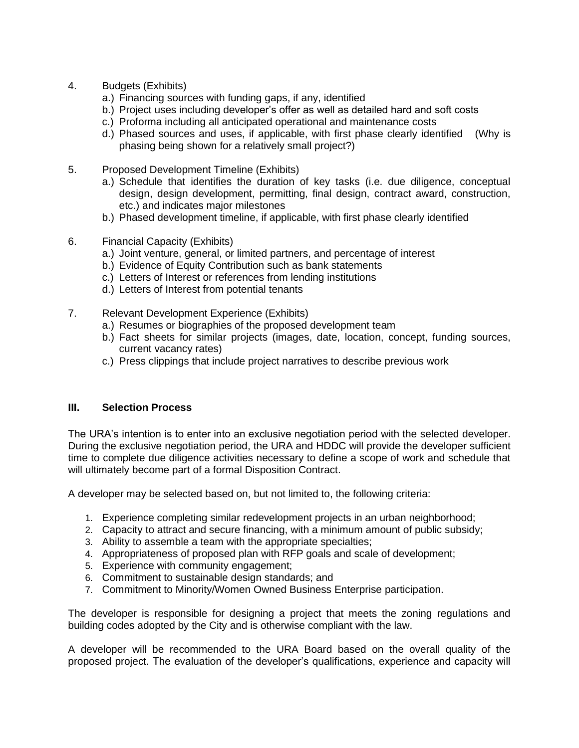4. Budgets (Exhibits)
    a.) Financing sources with funding gaps, if any, identified
    b.) Project uses including developer's offer as well as detailed hard and soft costs
    c.) Proforma including all anticipated operational and maintenance costs
    d.) Phased sources and uses, if applicable, with first phase clearly identified (Why is phasing being shown for a relatively small project?)

5. Proposed Development Timeline (Exhibits)
    a.) Schedule that identifies the duration of key tasks (i.e. due diligence, conceptual design, design development, permitting, final design, contract award, construction, etc.) and indicates major milestones
    b.) Phased development timeline, if applicable, with first phase clearly identified

6. Financial Capacity (Exhibits)
    a.) Joint venture, general, or limited partners, and percentage of interest
    b.) Evidence of Equity Contribution such as bank statements
    c.) Letters of Interest or references from lending institutions
    d.) Letters of Interest from potential tenants

7. Relevant Development Experience (Exhibits)
    a.) Resumes or biographies of the proposed development team
    b.) Fact sheets for similar projects (images, date, location, concept, funding sources, current vacancy rates)
    c.) Press clippings that include project narratives to describe previous work

## III. Selection Process

The URA's intention is to enter into an exclusive negotiation period with the selected developer. During the exclusive negotiation period, the URA and HDDC will provide the developer sufficient time to complete due diligence activities necessary to define a scope of work and schedule that will ultimately become part of a formal Disposition Contract.

A developer may be selected based on, but not limited to, the following criteria:

1. Experience completing similar redevelopment projects in an urban neighborhood;
2. Capacity to attract and secure financing, with a minimum amount of public subsidy;
3. Ability to assemble a team with the appropriate specialties;
4. Appropriateness of proposed plan with RFP goals and scale of development;
5. Experience with community engagement;
6. Commitment to sustainable design standards; and
7. Commitment to Minority/Women Owned Business Enterprise participation.

The developer is responsible for designing a project that meets the zoning regulations and building codes adopted by the City and is otherwise compliant with the law.

A developer will be recommended to the URA Board based on the overall quality of the proposed project. The evaluation of the developer's qualifications, experience and capacity will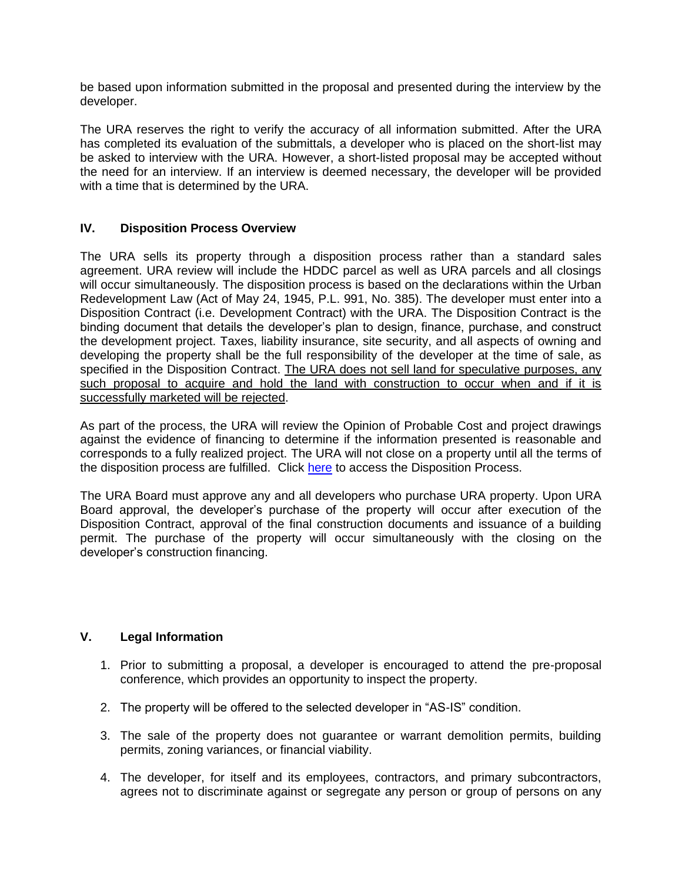be based upon information submitted in the proposal and presented during the interview by the developer.

The URA reserves the right to verify the accuracy of all information submitted. After the URA has completed its evaluation of the submittals, a developer who is placed on the short-list may be asked to interview with the URA. However, a short-listed proposal may be accepted without the need for an interview. If an interview is deemed necessary, the developer will be provided with a time that is determined by the URA.

## IV. Disposition Process Overview

The URA sells its property through a disposition process rather than a standard sales agreement. URA review will include the HDDC parcel as well as URA parcels and all closings will occur simultaneously. The disposition process is based on the declarations within the Urban Redevelopment Law (Act of May 24, 1945, P.L. 991, No. 385). The developer must enter into a Disposition Contract (i.e. Development Contract) with the URA. The Disposition Contract is the binding document that details the developer's plan to design, finance, purchase, and construct the development project. Taxes, liability insurance, site security, and all aspects of owning and developing the property shall be the full responsibility of the developer at the time of sale, as specified in the Disposition Contract. <u>The URA does not sell land for speculative purposes, any such proposal to acquire and hold the land with construction to occur when and if it is successfully marketed will be rejected</u>.

As part of the process, the URA will review the Opinion of Probable Cost and project drawings against the evidence of financing to determine if the information presented is reasonable and corresponds to a fully realized project. The URA will not close on a property until all the terms of the disposition process are fulfilled. Click here to access the Disposition Process.

The URA Board must approve any and all developers who purchase URA property. Upon URA Board approval, the developer's purchase of the property will occur after execution of the Disposition Contract, approval of the final construction documents and issuance of a building permit. The purchase of the property will occur simultaneously with the closing on the developer's construction financing.

## V. Legal Information

1. Prior to submitting a proposal, a developer is encouraged to attend the pre-proposal conference, which provides an opportunity to inspect the property.

2. The property will be offered to the selected developer in "AS-IS" condition.

3. The sale of the property does not guarantee or warrant demolition permits, building permits, zoning variances, or financial viability.

4. The developer, for itself and its employees, contractors, and primary subcontractors, agrees not to discriminate against or segregate any person or group of persons on any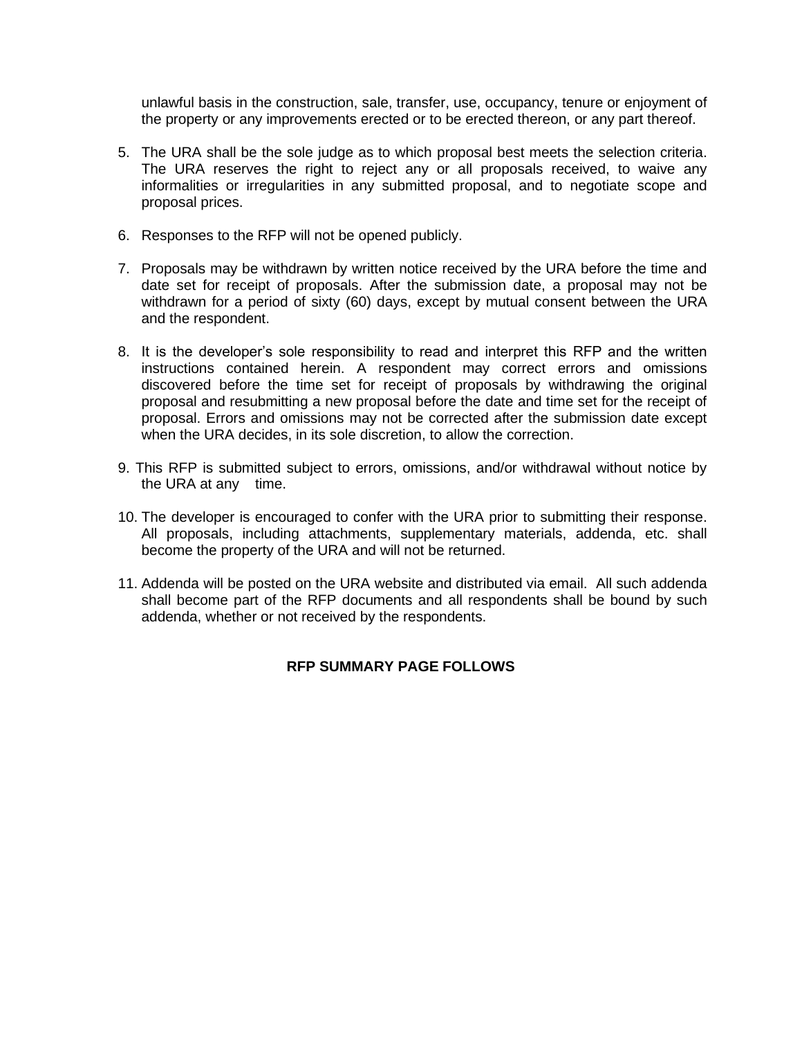unlawful basis in the construction, sale, transfer, use, occupancy, tenure or enjoyment of the property or any improvements erected or to be erected thereon, or any part thereof.

5. The URA shall be the sole judge as to which proposal best meets the selection criteria. The URA reserves the right to reject any or all proposals received, to waive any informalities or irregularities in any submitted proposal, and to negotiate scope and proposal prices.

6. Responses to the RFP will not be opened publicly.

7. Proposals may be withdrawn by written notice received by the URA before the time and date set for receipt of proposals. After the submission date, a proposal may not be withdrawn for a period of sixty (60) days, except by mutual consent between the URA and the respondent.

8. It is the developer's sole responsibility to read and interpret this RFP and the written instructions contained herein. A respondent may correct errors and omissions discovered before the time set for receipt of proposals by withdrawing the original proposal and resubmitting a new proposal before the date and time set for the receipt of proposal. Errors and omissions may not be corrected after the submission date except when the URA decides, in its sole discretion, to allow the correction.

9. This RFP is submitted subject to errors, omissions, and/or withdrawal without notice by the URA at any time.

10. The developer is encouraged to confer with the URA prior to submitting their response. All proposals, including attachments, supplementary materials, addenda, etc. shall become the property of the URA and will not be returned.

11. Addenda will be posted on the URA website and distributed via email. All such addenda shall become part of the RFP documents and all respondents shall be bound by such addenda, whether or not received by the respondents.

**RFP SUMMARY PAGE FOLLOWS**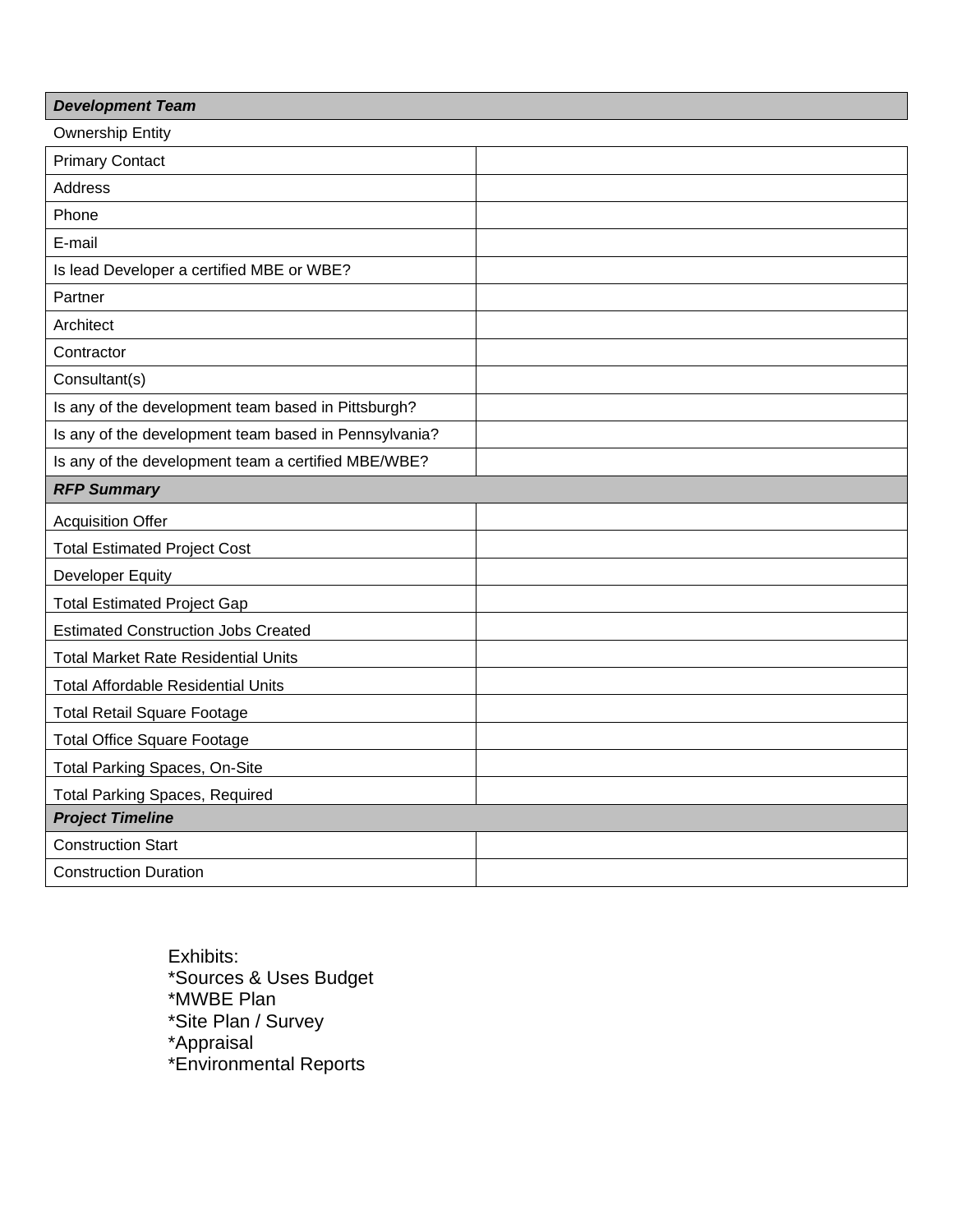| | |
|---|---|
| ***Development Team*** | |
| Ownership Entity | |
| Primary Contact | |
| Address | |
| Phone | |
| E-mail | |
| Is lead Developer a certified MBE or WBE? | |
| Partner | |
| Architect | |
| Contractor | |
| Consultant(s) | |
| Is any of the development team based in Pittsburgh? | |
| Is any of the development team based in Pennsylvania? | |
| Is any of the development team a certified MBE/WBE? | |
| ***RFP Summary*** | |
| Acquisition Offer | |
| Total Estimated Project Cost | |
| Developer Equity | |
| Total Estimated Project Gap | |
| Estimated Construction Jobs Created | |
| Total Market Rate Residential Units | |
| Total Affordable Residential Units | |
| Total Retail Square Footage | |
| Total Office Square Footage | |
| Total Parking Spaces, On-Site | |
| Total Parking Spaces, Required | |
| ***Project Timeline*** | |
| Construction Start | |
| Construction Duration | |

Exhibits:
*Sources & Uses Budget
*MWBE Plan
*Site Plan / Survey
*Appraisal
*Environmental Reports